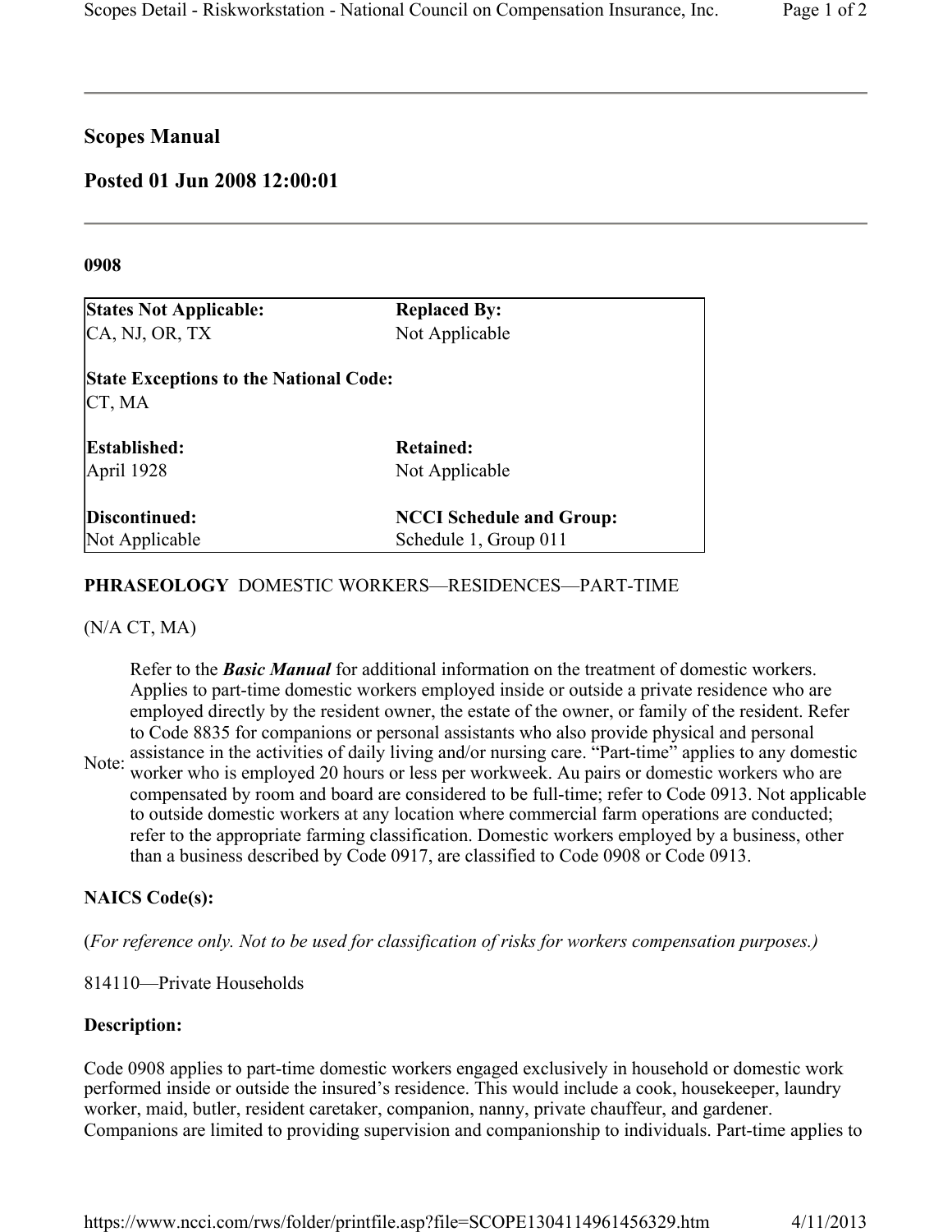## Scopes Manual

## Posted 01 Jun 2008 12:00:01

### 0908

| States Not Applicable: | Replaced By: |
|---|---|
| CA, NJ, OR, TX | Not Applicable |
| **State Exceptions to the National Code:** | |
| CT, MA | |
| **Established:** | **Retained:** |
| April 1928 | Not Applicable |
| **Discontinued:** | **NCCI Schedule and Group:** |
| Not Applicable | Schedule 1, Group 011 |

**PHRASEOLOGY** DOMESTIC WORKERS—RESIDENCES—PART-TIME

(N/A CT, MA)

Note: Refer to the ***Basic Manual*** for additional information on the treatment of domestic workers. Applies to part-time domestic workers employed inside or outside a private residence who are employed directly by the resident owner, the estate of the owner, or family of the resident. Refer to Code 8835 for companions or personal assistants who also provide physical and personal assistance in the activities of daily living and/or nursing care. "Part-time" applies to any domestic worker who is employed 20 hours or less per workweek. Au pairs or domestic workers who are compensated by room and board are considered to be full-time; refer to Code 0913. Not applicable to outside domestic workers at any location where commercial farm operations are conducted; refer to the appropriate farming classification. Domestic workers employed by a business, other than a business described by Code 0917, are classified to Code 0908 or Code 0913.

**NAICS Code(s):**

(*For reference only. Not to be used for classification of risks for workers compensation purposes.)*

814110—Private Households

**Description:**

Code 0908 applies to part-time domestic workers engaged exclusively in household or domestic work performed inside or outside the insured's residence. This would include a cook, housekeeper, laundry worker, maid, butler, resident caretaker, companion, nanny, private chauffeur, and gardener. Companions are limited to providing supervision and companionship to individuals. Part-time applies to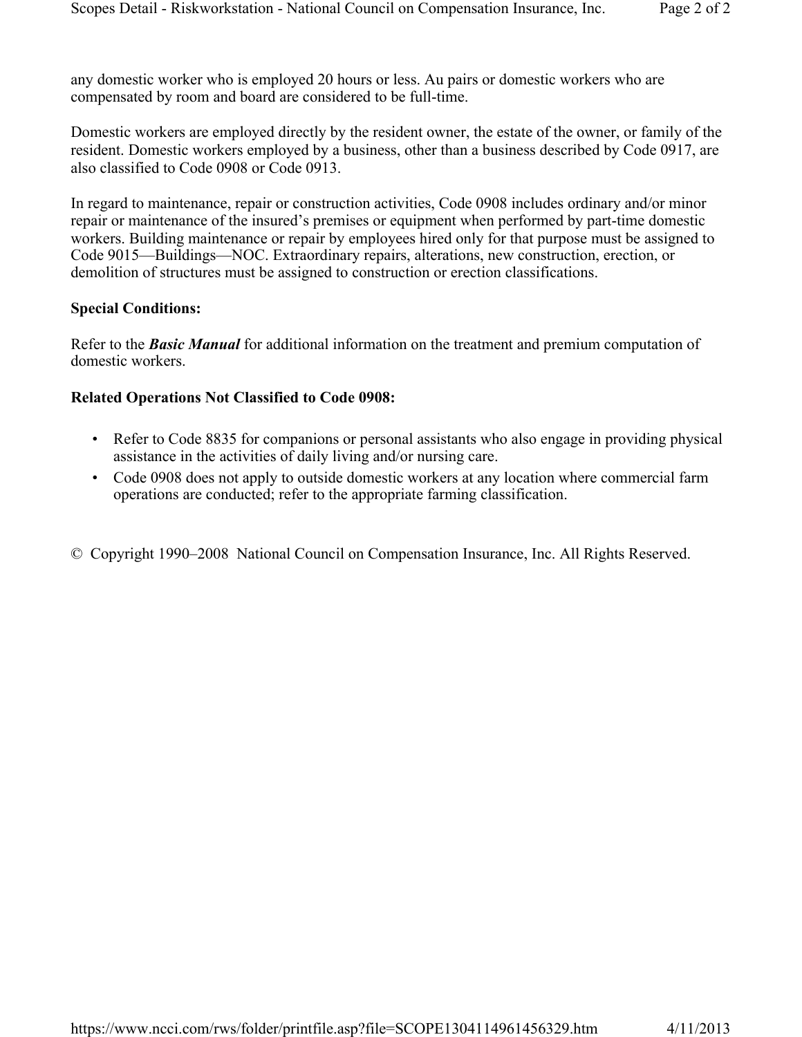any domestic worker who is employed 20 hours or less. Au pairs or domestic workers who are compensated by room and board are considered to be full-time.

Domestic workers are employed directly by the resident owner, the estate of the owner, or family of the resident. Domestic workers employed by a business, other than a business described by Code 0917, are also classified to Code 0908 or Code 0913.

In regard to maintenance, repair or construction activities, Code 0908 includes ordinary and/or minor repair or maintenance of the insured's premises or equipment when performed by part-time domestic workers. Building maintenance or repair by employees hired only for that purpose must be assigned to Code 9015—Buildings—NOC. Extraordinary repairs, alterations, new construction, erection, or demolition of structures must be assigned to construction or erection classifications.

**Special Conditions:**

Refer to the ***Basic Manual*** for additional information on the treatment and premium computation of domestic workers.

**Related Operations Not Classified to Code 0908:**

- Refer to Code 8835 for companions or personal assistants who also engage in providing physical assistance in the activities of daily living and/or nursing care.
- Code 0908 does not apply to outside domestic workers at any location where commercial farm operations are conducted; refer to the appropriate farming classification.

© Copyright 1990–2008 National Council on Compensation Insurance, Inc. All Rights Reserved.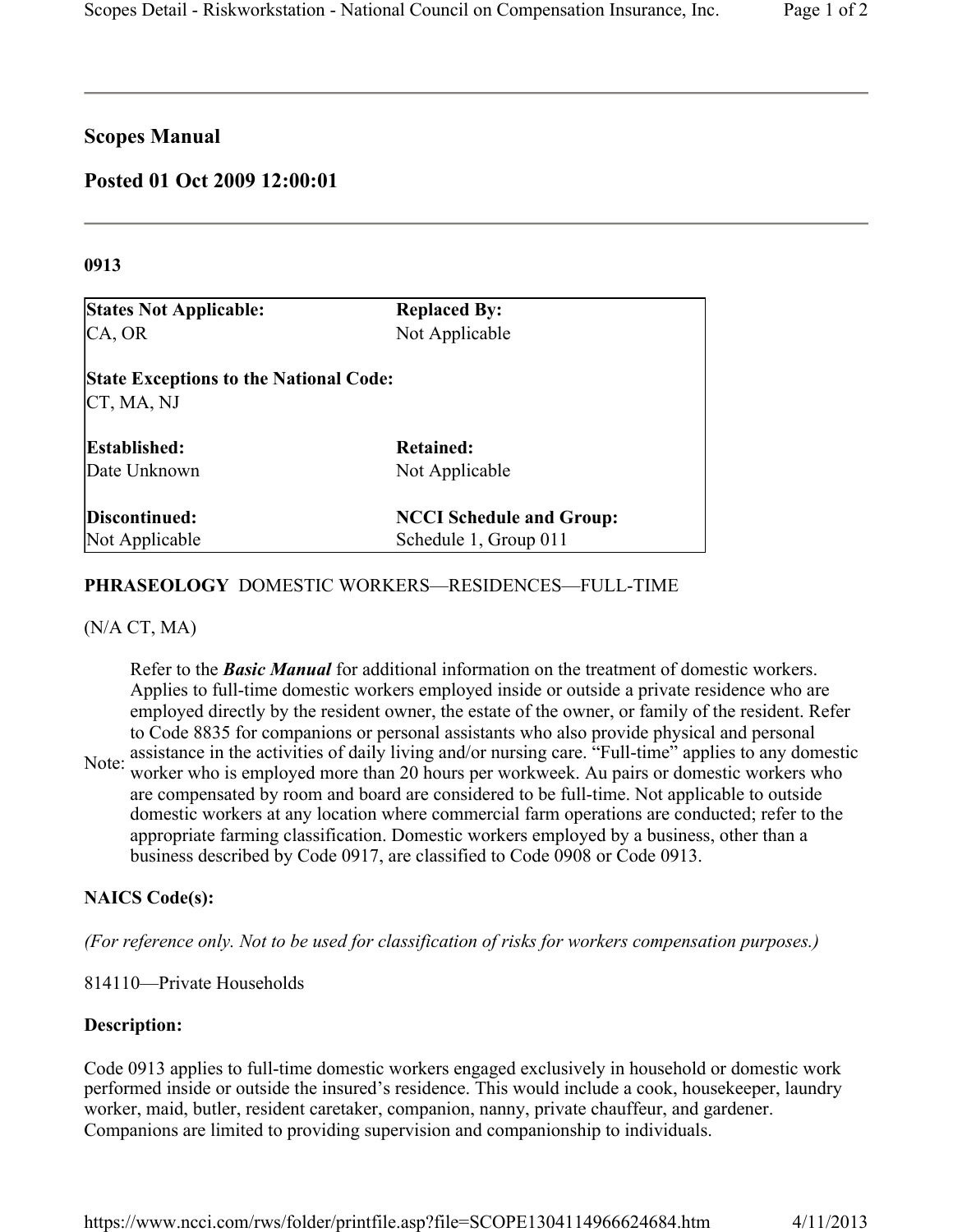# Scopes Manual

## Posted 01 Oct 2009 12:00:01

### 0913

| States Not Applicable: | Replaced By: |
|---|---|
| CA, OR | Not Applicable |
| **State Exceptions to the National Code:** | |
| CT, MA, NJ | |
| **Established:** | **Retained:** |
| Date Unknown | Not Applicable |
| **Discontinued:** | **NCCI Schedule and Group:** |
| Not Applicable | Schedule 1, Group 011 |

**PHRASEOLOGY** DOMESTIC WORKERS—RESIDENCES—FULL-TIME

(N/A CT, MA)

Note: Refer to the ***Basic Manual*** for additional information on the treatment of domestic workers. Applies to full-time domestic workers employed inside or outside a private residence who are employed directly by the resident owner, the estate of the owner, or family of the resident. Refer to Code 8835 for companions or personal assistants who also provide physical and personal assistance in the activities of daily living and/or nursing care. "Full-time" applies to any domestic worker who is employed more than 20 hours per workweek. Au pairs or domestic workers who are compensated by room and board are considered to be full-time. Not applicable to outside domestic workers at any location where commercial farm operations are conducted; refer to the appropriate farming classification. Domestic workers employed by a business, other than a business described by Code 0917, are classified to Code 0908 or Code 0913.

**NAICS Code(s):**

*(For reference only. Not to be used for classification of risks for workers compensation purposes.)*

814110—Private Households

**Description:**

Code 0913 applies to full-time domestic workers engaged exclusively in household or domestic work performed inside or outside the insured's residence. This would include a cook, housekeeper, laundry worker, maid, butler, resident caretaker, companion, nanny, private chauffeur, and gardener. Companions are limited to providing supervision and companionship to individuals.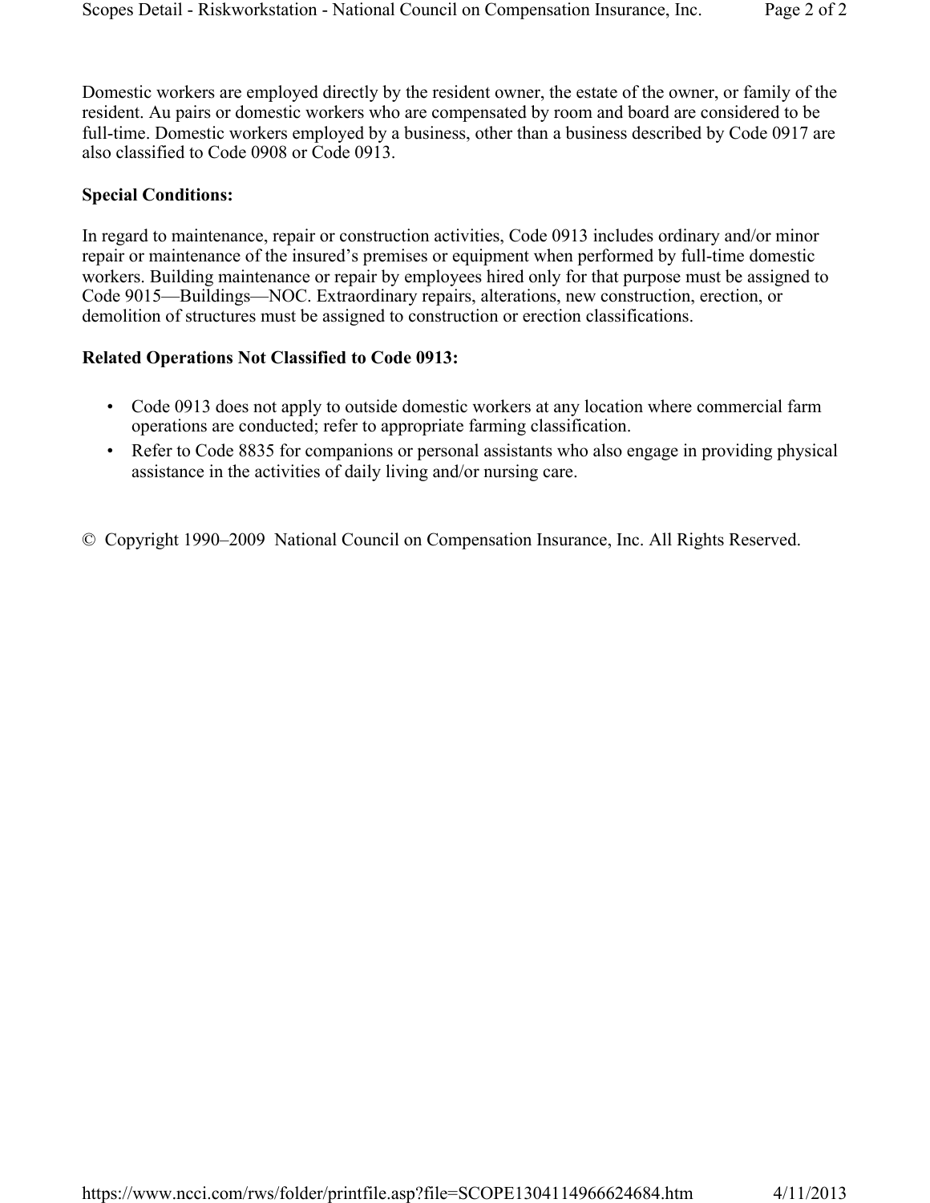Domestic workers are employed directly by the resident owner, the estate of the owner, or family of the resident. Au pairs or domestic workers who are compensated by room and board are considered to be full-time. Domestic workers employed by a business, other than a business described by Code 0917 are also classified to Code 0908 or Code 0913.

**Special Conditions:**

In regard to maintenance, repair or construction activities, Code 0913 includes ordinary and/or minor repair or maintenance of the insured's premises or equipment when performed by full-time domestic workers. Building maintenance or repair by employees hired only for that purpose must be assigned to Code 9015—Buildings—NOC. Extraordinary repairs, alterations, new construction, erection, or demolition of structures must be assigned to construction or erection classifications.

**Related Operations Not Classified to Code 0913:**

- Code 0913 does not apply to outside domestic workers at any location where commercial farm operations are conducted; refer to appropriate farming classification.
- Refer to Code 8835 for companions or personal assistants who also engage in providing physical assistance in the activities of daily living and/or nursing care.

© Copyright 1990–2009 National Council on Compensation Insurance, Inc. All Rights Reserved.